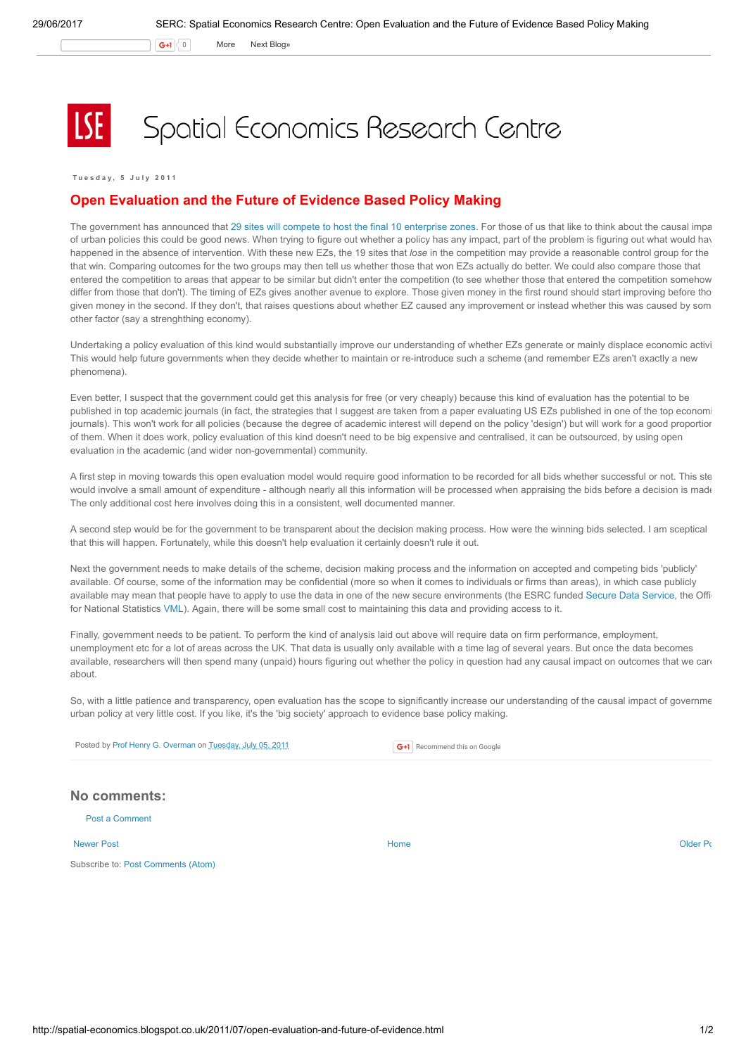# Spatial Economics Research Centre

Tuesday, 5 July 2011

## Open Evaluation and the Future of Evidence Based Policy Making

The government has announced that 29 sites will compete to host the final 10 enterprise zones. For those of us that like to think about the causal impa of urban policies this could be good news. When trying to figure out whether a policy has any impact, part of the problem is figuring out what would hav happened in the absence of intervention. With these new EZs, the 19 sites that *lose* in the competition may provide a reasonable control group for the that win. Comparing outcomes for the two groups may then tell us whether those that won EZs actually do better. We could also compare those that entered the competition to areas that appear to be similar but didn't enter the competition (to see whether those that entered the competition somehow differ from those that don't). The timing of EZs gives another avenue to explore. Those given money in the first round should start improving before tho given money in the second. If they don't, that raises questions about whether EZ caused any improvement or instead whether this was caused by som other factor (say a strenghthing economy).

Undertaking a policy evaluation of this kind would substantially improve our understanding of whether EZs generate or mainly displace economic activi This would help future governments when they decide whether to maintain or re-introduce such a scheme (and remember EZs aren't exactly a new phenomena).

Even better, I suspect that the government could get this analysis for free (or very cheaply) because this kind of evaluation has the potential to be published in top academic journals (in fact, the strategies that I suggest are taken from a paper evaluating US EZs published in one of the top economi journals). This won't work for all policies (because the degree of academic interest will depend on the policy 'design') but will work for a good proportior of them. When it does work, policy evaluation of this kind doesn't need to be big expensive and centralised, it can be outsourced, by using open evaluation in the academic (and wider non-governmental) community.

A first step in moving towards this open evaluation model would require good information to be recorded for all bids whether successful or not. This ste would involve a small amount of expenditure - although nearly all this information will be processed when appraising the bids before a decision is made The only additional cost here involves doing this in a consistent, well documented manner.

A second step would be for the government to be transparent about the decision making process. How were the winning bids selected. I am sceptical that this will happen. Fortunately, while this doesn't help evaluation it certainly doesn't rule it out.

Next the government needs to make details of the scheme, decision making process and the information on accepted and competing bids 'publicly' available. Of course, some of the information may be confidential (more so when it comes to individuals or firms than areas), in which case publicly available may mean that people have to apply to use the data in one of the new secure environments (the ESRC funded Secure Data Service, the Offi for National Statistics VML). Again, there will be some small cost to maintaining this data and providing access to it.

Finally, government needs to be patient. To perform the kind of analysis laid out above will require data on firm performance, employment, unemployment etc for a lot of areas across the UK. That data is usually only available with a time lag of several years. But once the data becomes available, researchers will then spend many (unpaid) hours figuring out whether the policy in question had any causal impact on outcomes that we care about.

So, with a little patience and transparency, open evaluation has the scope to significantly increase our understanding of the causal impact of governme urban policy at very little cost. If you like, it's the 'big society' approach to evidence base policy making.

Posted by Prof Henry G. Overman on Tuesday, July 05, 2011

## No comments:

Post a Comment

Newer Post | Home | Older Po

Subscribe to: Post Comments (Atom)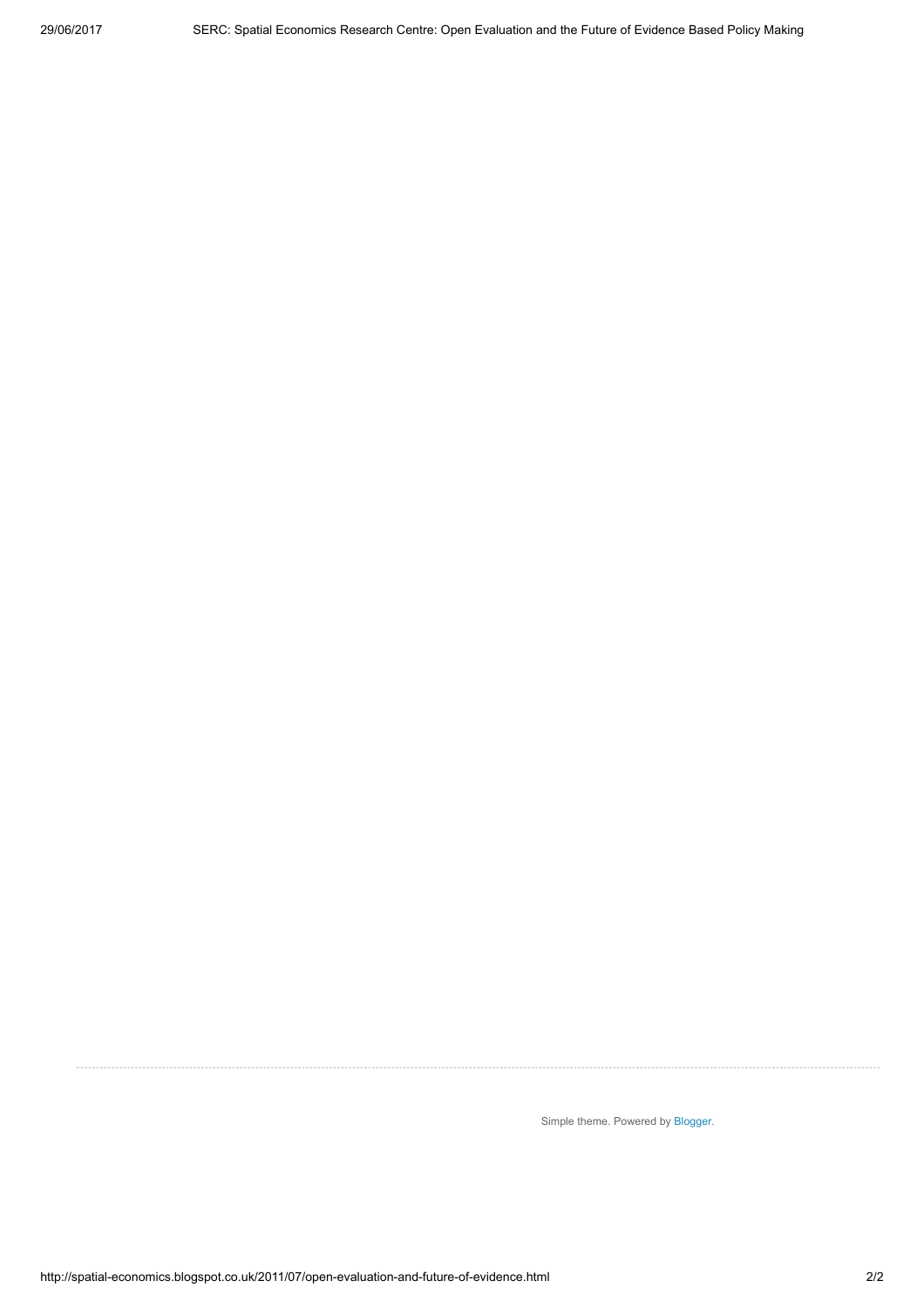Simple theme. Powered by Blogger.